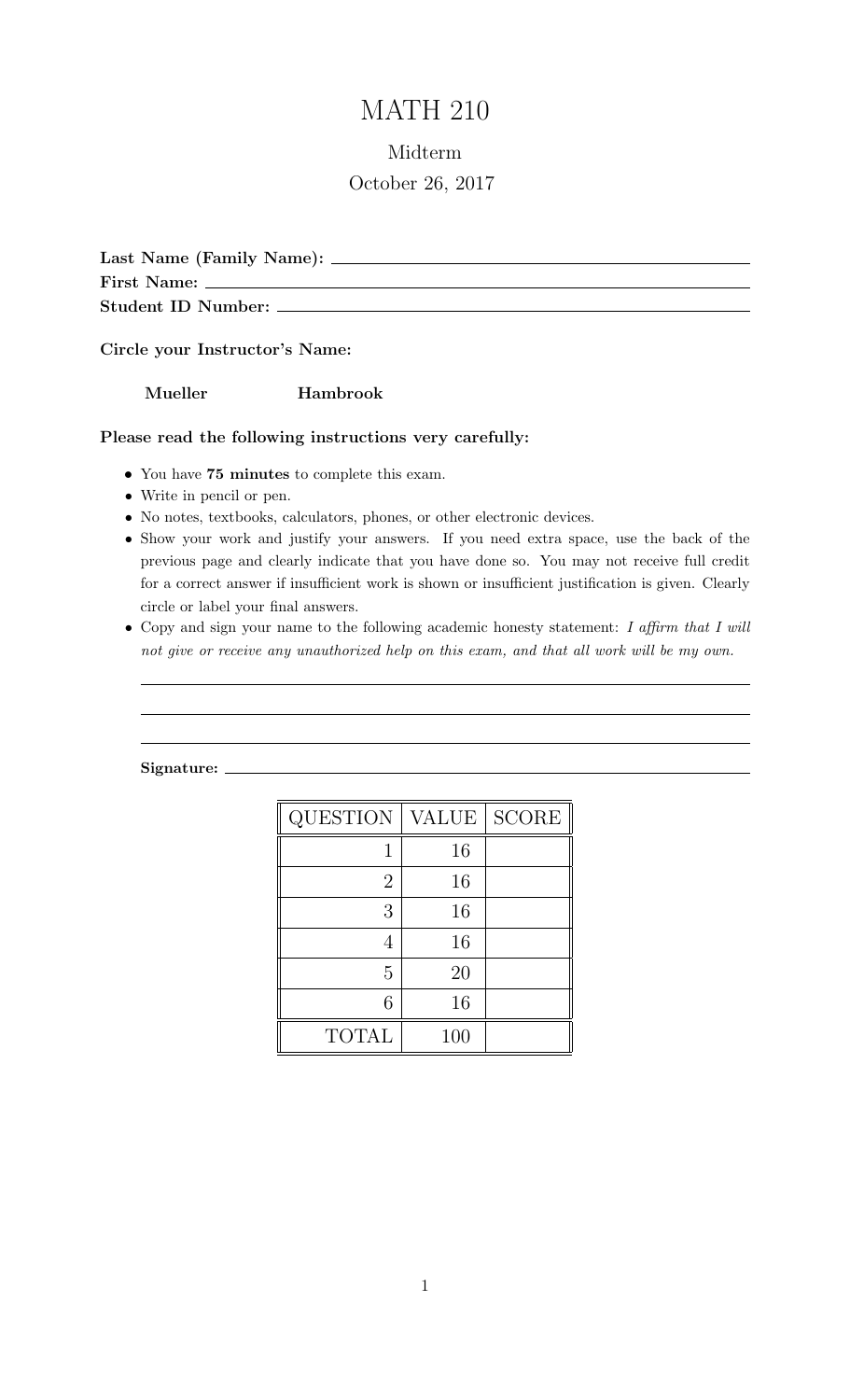# MATH 210

## Midterm

October 26, 2017

**Last Name (Family Name):** ______________________________

**First Name:** ______________________________

**Student ID Number:** ______________________________

**Circle your Instructor's Name:**

**Mueller** **Hambrook**

**Please read the following instructions very carefully:**

- You have **75 minutes** to complete this exam.
- Write in pencil or pen.
- No notes, textbooks, calculators, phones, or other electronic devices.
- Show your work and justify your answers. If you need extra space, use the back of the previous page and clearly indicate that you have done so. You may not receive full credit for a correct answer if insufficient work is shown or insufficient justification is given. Clearly circle or label your final answers.
- Copy and sign your name to the following academic honesty statement: *I affirm that I will not give or receive any unauthorized help on this exam, and that all work will be my own.*

______________________________

______________________________

______________________________

**Signature:** ______________________________

| QUESTION | VALUE | SCORE |
|---|---|---|
| 1 | 16 | |
| 2 | 16 | |
| 3 | 16 | |
| 4 | 16 | |
| 5 | 20 | |
| 6 | 16 | |
| TOTAL | 100 | |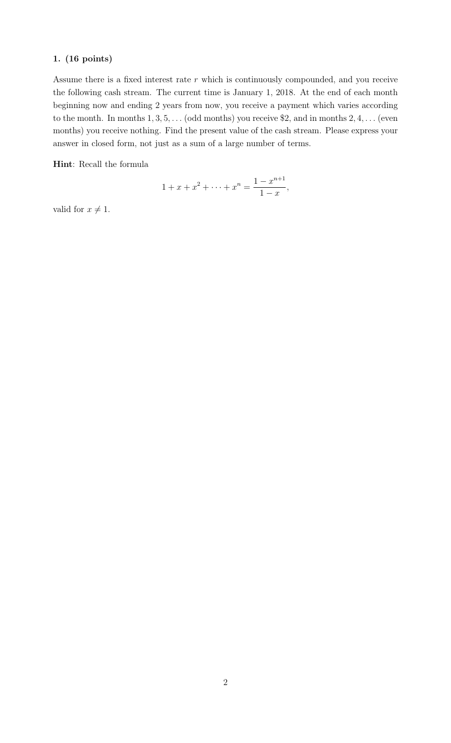**1. (16 points)**

Assume there is a fixed interest rate $r$ which is continuously compounded, and you receive the following cash stream. The current time is January 1, 2018. At the end of each month beginning now and ending 2 years from now, you receive a payment which varies according to the month. In months $1, 3, 5, \ldots$ (odd months) you receive \$2, and in months $2, 4, \ldots$ (even months) you receive nothing. Find the present value of the cash stream. Please express your answer in closed form, not just as a sum of a large number of terms.

**Hint**: Recall the formula

$$1 + x + x^2 + \cdots + x^n = \frac{1 - x^{n+1}}{1 - x},$$

valid for $x \neq 1$.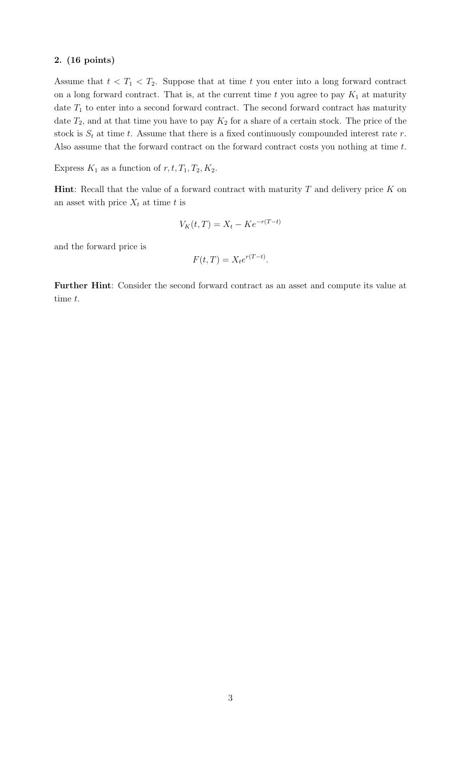**2. (16 points)**

Assume that $t < T_1 < T_2$. Suppose that at time $t$ you enter into a long forward contract on a long forward contract. That is, at the current time $t$ you agree to pay $K_1$ at maturity date $T_1$ to enter into a second forward contract. The second forward contract has maturity date $T_2$, and at that time you have to pay $K_2$ for a share of a certain stock. The price of the stock is $S_t$ at time $t$. Assume that there is a fixed continuously compounded interest rate $r$. Also assume that the forward contract on the forward contract costs you nothing at time $t$.

Express $K_1$ as a function of $r, t, T_1, T_2, K_2$.

**Hint**: Recall that the value of a forward contract with maturity $T$ and delivery price $K$ on an asset with price $X_t$ at time $t$ is

$$V_K(t, T) = X_t - Ke^{-r(T-t)}$$

and the forward price is

$$F(t, T) = X_t e^{r(T-t)}.$$

**Further Hint**: Consider the second forward contract as an asset and compute its value at time $t$.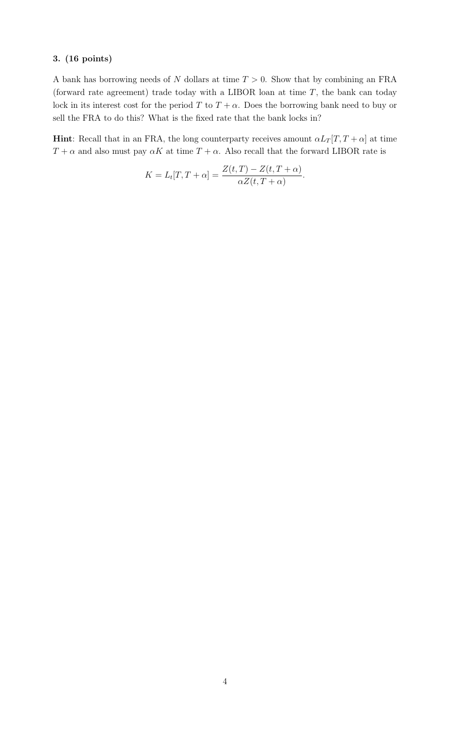**3. (16 points)**

A bank has borrowing needs of $N$ dollars at time $T > 0$. Show that by combining an FRA (forward rate agreement) trade today with a LIBOR loan at time $T$, the bank can today lock in its interest cost for the period $T$ to $T + \alpha$. Does the borrowing bank need to buy or sell the FRA to do this? What is the fixed rate that the bank locks in?

**Hint**: Recall that in an FRA, the long counterparty receives amount $\alpha L_T[T, T + \alpha]$ at time $T + \alpha$ and also must pay $\alpha K$ at time $T + \alpha$. Also recall that the forward LIBOR rate is

$$K = L_t[T, T + \alpha] = \frac{Z(t, T) - Z(t, T + \alpha)}{\alpha Z(t, T + \alpha)}.$$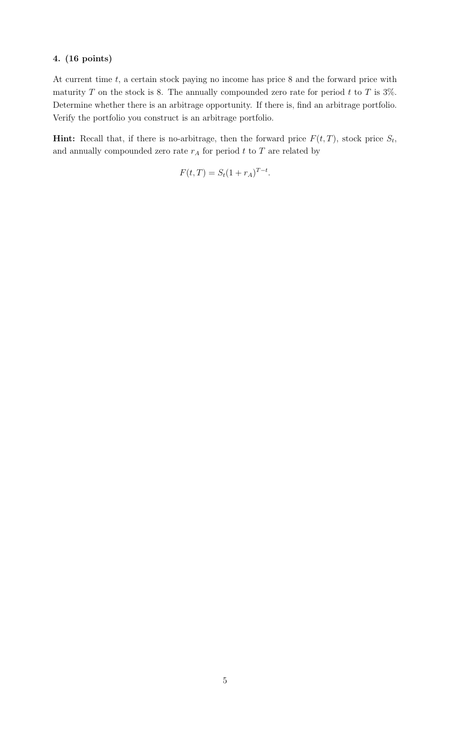**4. (16 points)**

At current time $t$, a certain stock paying no income has price 8 and the forward price with maturity $T$ on the stock is 8. The annually compounded zero rate for period $t$ to $T$ is 3%. Determine whether there is an arbitrage opportunity. If there is, find an arbitrage portfolio. Verify the portfolio you construct is an arbitrage portfolio.

**Hint:** Recall that, if there is no-arbitrage, then the forward price $F(t, T)$, stock price $S_t$, and annually compounded zero rate $r_A$ for period $t$ to $T$ are related by

$$F(t, T) = S_t(1 + r_A)^{T-t}.$$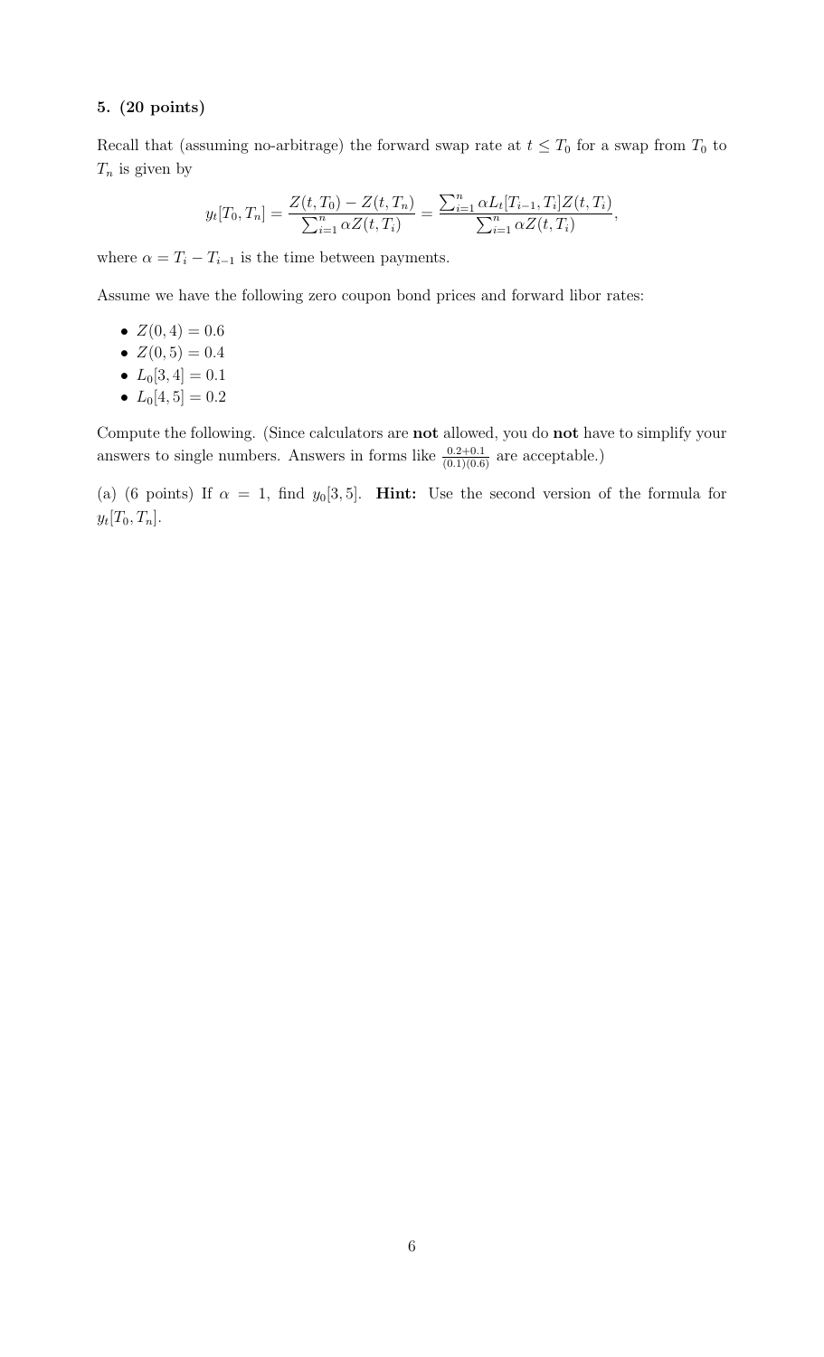**5. (20 points)**

Recall that (assuming no-arbitrage) the forward swap rate at $t \leq T_0$ for a swap from $T_0$ to $T_n$ is given by

$$y_t[T_0, T_n] = \frac{Z(t, T_0) - Z(t, T_n)}{\sum_{i=1}^{n} \alpha Z(t, T_i)} = \frac{\sum_{i=1}^{n} \alpha L_t[T_{i-1}, T_i] Z(t, T_i)}{\sum_{i=1}^{n} \alpha Z(t, T_i)},$$

where $\alpha = T_i - T_{i-1}$ is the time between payments.

Assume we have the following zero coupon bond prices and forward libor rates:

- $Z(0, 4) = 0.6$
- $Z(0, 5) = 0.4$
- $L_0[3, 4] = 0.1$
- $L_0[4, 5] = 0.2$

Compute the following. (Since calculators are **not** allowed, you do **not** have to simplify your answers to single numbers. Answers in forms like $\frac{0.2+0.1}{(0.1)(0.6)}$ are acceptable.)

(a) (6 points) If $\alpha = 1$, find $y_0[3, 5]$. **Hint:** Use the second version of the formula for $y_t[T_0, T_n]$.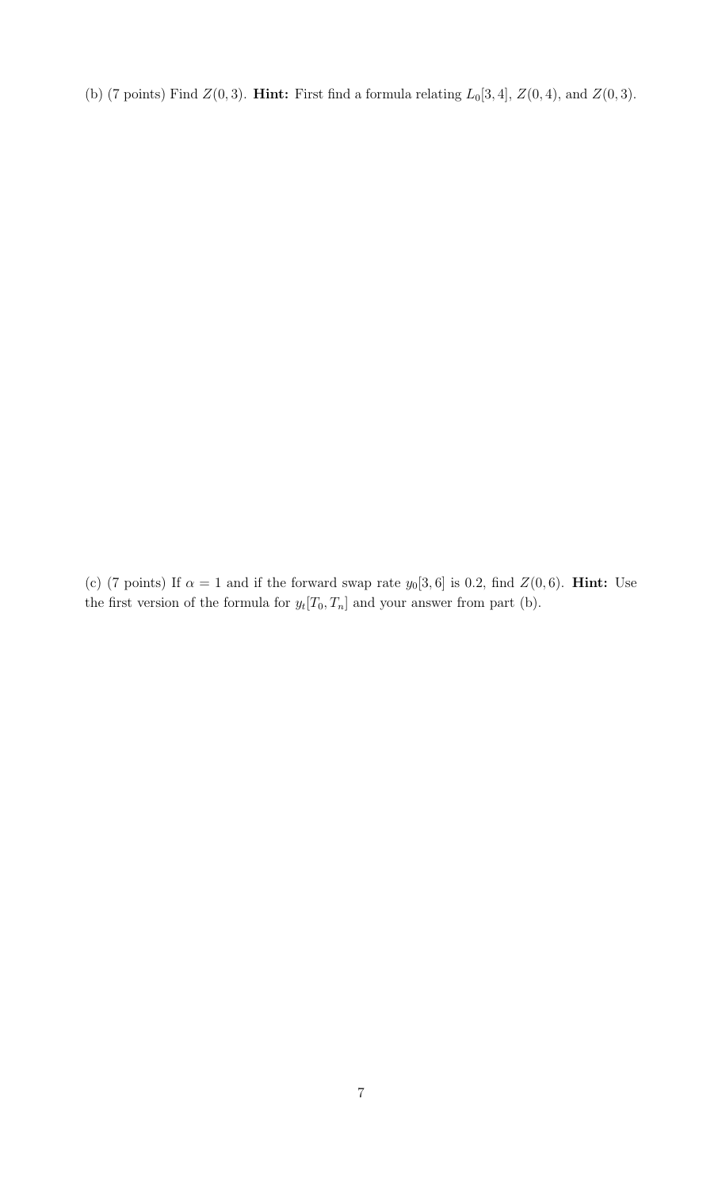(b) (7 points) Find $Z(0,3)$. **Hint:** First find a formula relating $L_0[3,4]$, $Z(0,4)$, and $Z(0,3)$.

(c) (7 points) If $\alpha = 1$ and if the forward swap rate $y_0[3,6]$ is 0.2, find $Z(0,6)$. **Hint:** Use the first version of the formula for $y_t[T_0, T_n]$ and your answer from part (b).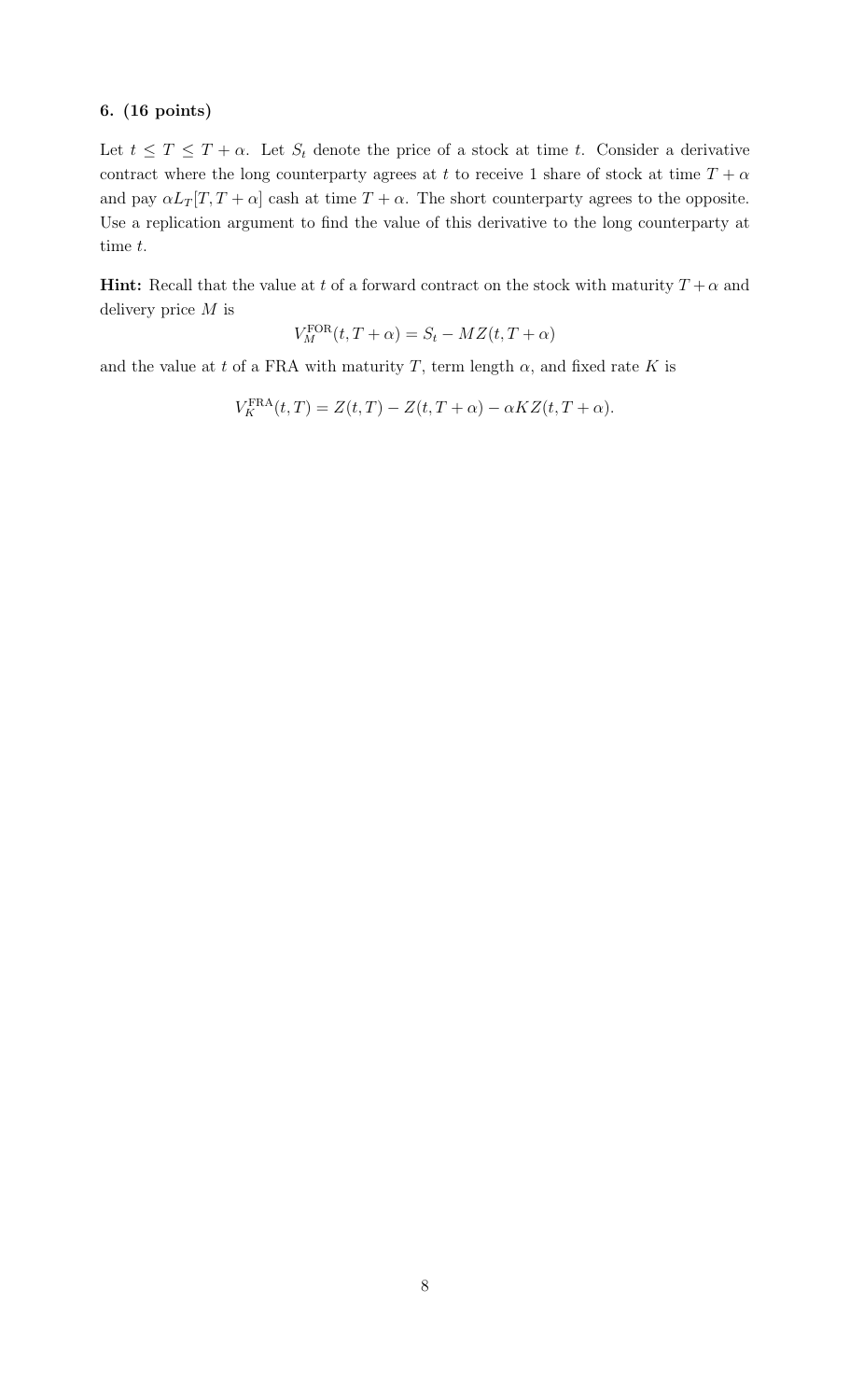**6. (16 points)**

Let $t \le T \le T + \alpha$. Let $S_t$ denote the price of a stock at time $t$. Consider a derivative contract where the long counterparty agrees at $t$ to receive 1 share of stock at time $T + \alpha$ and pay $\alpha L_T[T, T + \alpha]$ cash at time $T + \alpha$. The short counterparty agrees to the opposite. Use a replication argument to find the value of this derivative to the long counterparty at time $t$.

**Hint:** Recall that the value at $t$ of a forward contract on the stock with maturity $T + \alpha$ and delivery price $M$ is

$$V_M^{\mathrm{FOR}}(t, T + \alpha) = S_t - MZ(t, T + \alpha)$$

and the value at $t$ of a FRA with maturity $T$, term length $\alpha$, and fixed rate $K$ is

$$V_K^{\mathrm{FRA}}(t, T) = Z(t, T) - Z(t, T + \alpha) - \alpha K Z(t, T + \alpha).$$